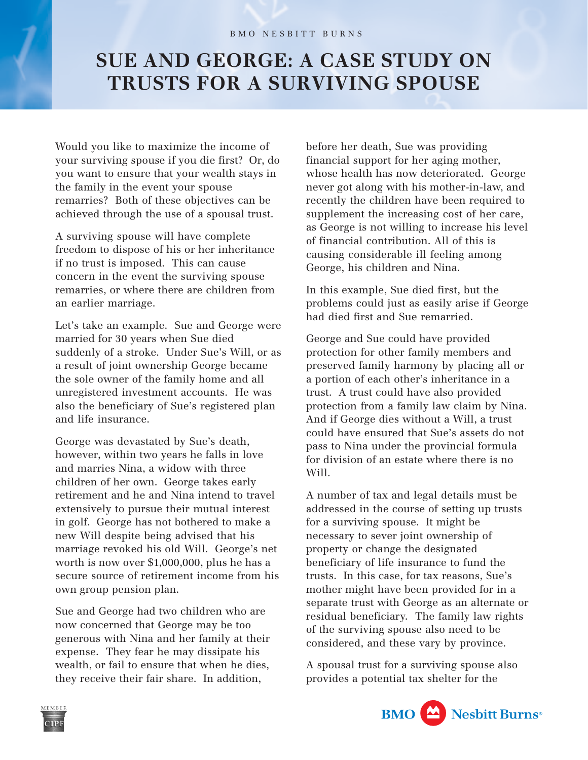BMO NESBITT BURNS

# SUE AND GEORGE: A CASE STUDY ON TRUSTS FOR A SURVIVING SPOUSE

Would you like to maximize the income of your surviving spouse if you die first? Or, do you want to ensure that your wealth stays in the family in the event your spouse remarries? Both of these objectives can be achieved through the use of a spousal trust.

A surviving spouse will have complete freedom to dispose of his or her inheritance if no trust is imposed. This can cause concern in the event the surviving spouse remarries, or where there are children from an earlier marriage.

Let's take an example. Sue and George were married for 30 years when Sue died suddenly of a stroke. Under Sue's Will, or as a result of joint ownership George became the sole owner of the family home and all unregistered investment accounts. He was also the beneficiary of Sue's registered plan and life insurance.

George was devastated by Sue's death, however, within two years he falls in love and marries Nina, a widow with three children of her own. George takes early retirement and he and Nina intend to travel extensively to pursue their mutual interest in golf. George has not bothered to make a new Will despite being advised that his marriage revoked his old Will. George's net worth is now over $1,000,000, plus he has a secure source of retirement income from his own group pension plan.

Sue and George had two children who are now concerned that George may be too generous with Nina and her family at their expense. They fear he may dissipate his wealth, or fail to ensure that when he dies, they receive their fair share. In addition, before her death, Sue was providing financial support for her aging mother, whose health has now deteriorated. George never got along with his mother-in-law, and recently the children have been required to supplement the increasing cost of her care, as George is not willing to increase his level of financial contribution. All of this is causing considerable ill feeling among George, his children and Nina.

In this example, Sue died first, but the problems could just as easily arise if George had died first and Sue remarried.

George and Sue could have provided protection for other family members and preserved family harmony by placing all or a portion of each other's inheritance in a trust. A trust could have also provided protection from a family law claim by Nina. And if George dies without a Will, a trust could have ensured that Sue's assets do not pass to Nina under the provincial formula for division of an estate where there is no Will.

A number of tax and legal details must be addressed in the course of setting up trusts for a surviving spouse. It might be necessary to sever joint ownership of property or change the designated beneficiary of life insurance to fund the trusts. In this case, for tax reasons, Sue's mother might have been provided for in a separate trust with George as an alternate or residual beneficiary. The family law rights of the surviving spouse also need to be considered, and these vary by province.

A spousal trust for a surviving spouse also provides a potential tax shelter for the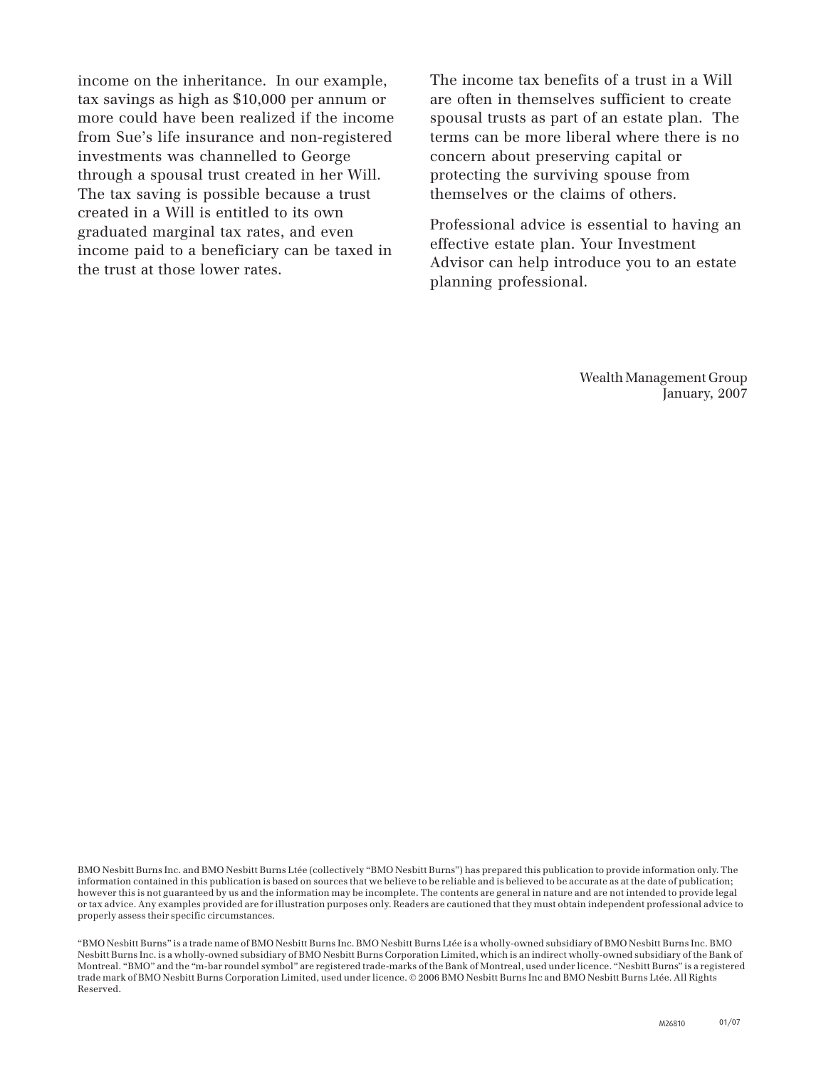income on the inheritance. In our example, tax savings as high as $10,000 per annum or more could have been realized if the income from Sue's life insurance and non-registered investments was channelled to George through a spousal trust created in her Will. The tax saving is possible because a trust created in a Will is entitled to its own graduated marginal tax rates, and even income paid to a beneficiary can be taxed in the trust at those lower rates.

The income tax benefits of a trust in a Will are often in themselves sufficient to create spousal trusts as part of an estate plan. The terms can be more liberal where there is no concern about preserving capital or protecting the surviving spouse from themselves or the claims of others.

Professional advice is essential to having an effective estate plan. Your Investment Advisor can help introduce you to an estate planning professional.

Wealth Management Group
January, 2007

BMO Nesbitt Burns Inc. and BMO Nesbitt Burns Ltée (collectively "BMO Nesbitt Burns") has prepared this publication to provide information only. The information contained in this publication is based on sources that we believe to be reliable and is believed to be accurate as at the date of publication; however this is not guaranteed by us and the information may be incomplete. The contents are general in nature and are not intended to provide legal or tax advice. Any examples provided are for illustration purposes only. Readers are cautioned that they must obtain independent professional advice to properly assess their specific circumstances.

"BMO Nesbitt Burns" is a trade name of BMO Nesbitt Burns Inc. BMO Nesbitt Burns Ltée is a wholly-owned subsidiary of BMO Nesbitt Burns Inc. BMO Nesbitt Burns Inc. is a wholly-owned subsidiary of BMO Nesbitt Burns Corporation Limited, which is an indirect wholly-owned subsidiary of the Bank of Montreal. "BMO" and the "m-bar roundel symbol" are registered trade-marks of the Bank of Montreal, used under licence. "Nesbitt Burns" is a registered trade mark of BMO Nesbitt Burns Corporation Limited, used under licence. © 2006 BMO Nesbitt Burns Inc and BMO Nesbitt Burns Ltée. All Rights Reserved.

M26810 01/07